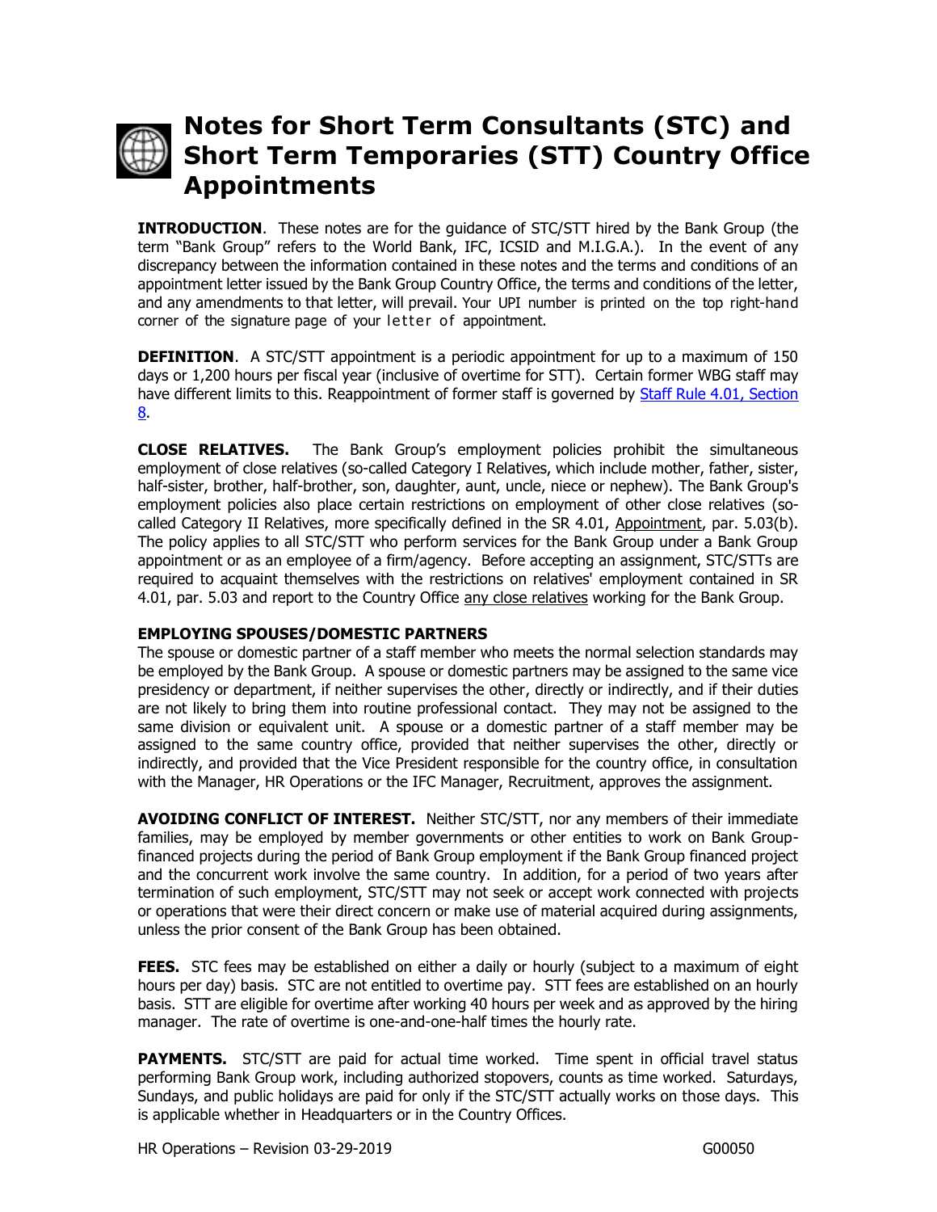# Notes for Short Term Consultants (STC) and Short Term Temporaries (STT) Country Office Appointments

**INTRODUCTION**. These notes are for the guidance of STC/STT hired by the Bank Group (the term "Bank Group" refers to the World Bank, IFC, ICSID and M.I.G.A.). In the event of any discrepancy between the information contained in these notes and the terms and conditions of an appointment letter issued by the Bank Group Country Office, the terms and conditions of the letter, and any amendments to that letter, will prevail. Your UPI number is printed on the top right-hand corner of the signature page of your letter of appointment.

**DEFINITION**. A STC/STT appointment is a periodic appointment for up to a maximum of 150 days or 1,200 hours per fiscal year (inclusive of overtime for STT). Certain former WBG staff may have different limits to this. Reappointment of former staff is governed by Staff Rule 4.01, Section 8.

**CLOSE RELATIVES.** The Bank Group's employment policies prohibit the simultaneous employment of close relatives (so-called Category I Relatives, which include mother, father, sister, half-sister, brother, half-brother, son, daughter, aunt, uncle, niece or nephew). The Bank Group's employment policies also place certain restrictions on employment of other close relatives (so-called Category II Relatives, more specifically defined in the SR 4.01, Appointment, par. 5.03(b). The policy applies to all STC/STT who perform services for the Bank Group under a Bank Group appointment or as an employee of a firm/agency. Before accepting an assignment, STC/STTs are required to acquaint themselves with the restrictions on relatives' employment contained in SR 4.01, par. 5.03 and report to the Country Office any close relatives working for the Bank Group.

**EMPLOYING SPOUSES/DOMESTIC PARTNERS**

The spouse or domestic partner of a staff member who meets the normal selection standards may be employed by the Bank Group. A spouse or domestic partners may be assigned to the same vice presidency or department, if neither supervises the other, directly or indirectly, and if their duties are not likely to bring them into routine professional contact. They may not be assigned to the same division or equivalent unit. A spouse or a domestic partner of a staff member may be assigned to the same country office, provided that neither supervises the other, directly or indirectly, and provided that the Vice President responsible for the country office, in consultation with the Manager, HR Operations or the IFC Manager, Recruitment, approves the assignment.

**AVOIDING CONFLICT OF INTEREST.** Neither STC/STT, nor any members of their immediate families, may be employed by member governments or other entities to work on Bank Group-financed projects during the period of Bank Group employment if the Bank Group financed project and the concurrent work involve the same country. In addition, for a period of two years after termination of such employment, STC/STT may not seek or accept work connected with projects or operations that were their direct concern or make use of material acquired during assignments, unless the prior consent of the Bank Group has been obtained.

**FEES.** STC fees may be established on either a daily or hourly (subject to a maximum of eight hours per day) basis. STC are not entitled to overtime pay. STT fees are established on an hourly basis. STT are eligible for overtime after working 40 hours per week and as approved by the hiring manager. The rate of overtime is one-and-one-half times the hourly rate.

**PAYMENTS.** STC/STT are paid for actual time worked. Time spent in official travel status performing Bank Group work, including authorized stopovers, counts as time worked. Saturdays, Sundays, and public holidays are paid for only if the STC/STT actually works on those days. This is applicable whether in Headquarters or in the Country Offices.

HR Operations – Revision 03-29-2019 G00050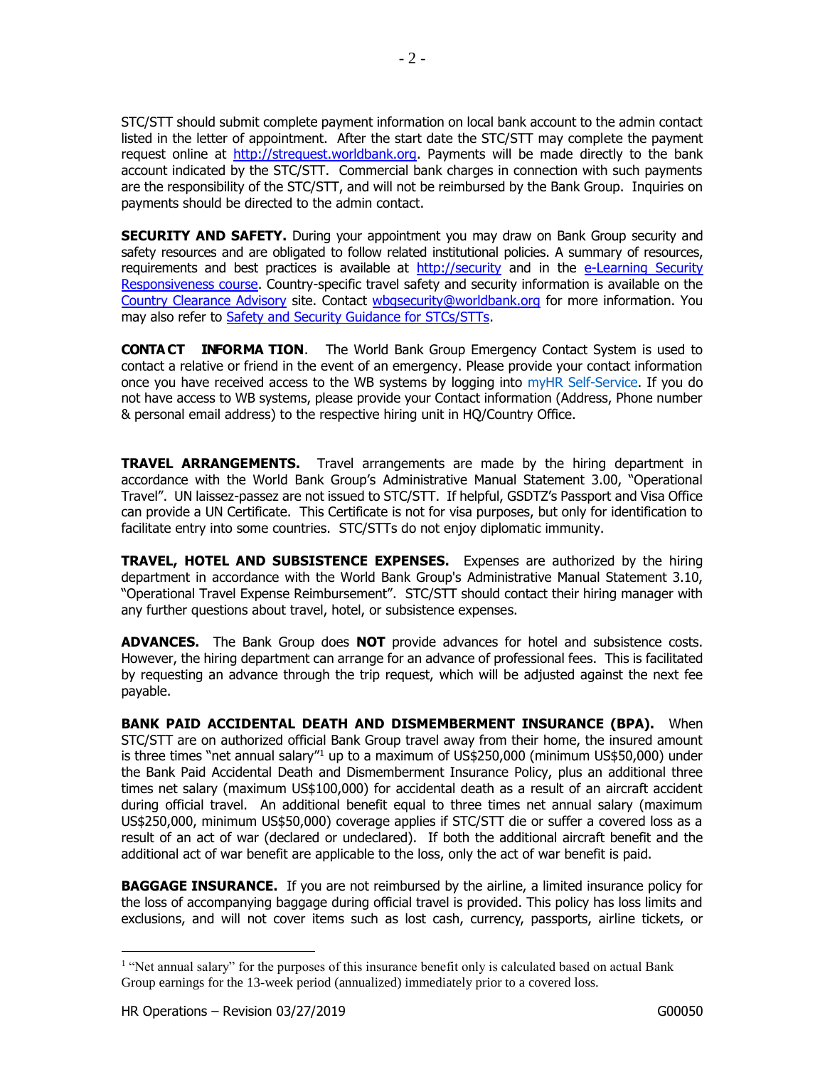STC/STT should submit complete payment information on local bank account to the admin contact listed in the letter of appointment. After the start date the STC/STT may complete the payment request online at http://strequest.worldbank.org. Payments will be made directly to the bank account indicated by the STC/STT. Commercial bank charges in connection with such payments are the responsibility of the STC/STT, and will not be reimbursed by the Bank Group. Inquiries on payments should be directed to the admin contact.

**SECURITY AND SAFETY.** During your appointment you may draw on Bank Group security and safety resources and are obligated to follow related institutional policies. A summary of resources, requirements and best practices is available at http://security and in the e-Learning Security Responsiveness course. Country-specific travel safety and security information is available on the Country Clearance Advisory site. Contact wbgsecurity@worldbank.org for more information. You may also refer to Safety and Security Guidance for STCs/STTs.

**CONTACT INFORMATION**. The World Bank Group Emergency Contact System is used to contact a relative or friend in the event of an emergency. Please provide your contact information once you have received access to the WB systems by logging into myHR Self-Service. If you do not have access to WB systems, please provide your Contact information (Address, Phone number & personal email address) to the respective hiring unit in HQ/Country Office.

**TRAVEL ARRANGEMENTS.** Travel arrangements are made by the hiring department in accordance with the World Bank Group's Administrative Manual Statement 3.00, "Operational Travel". UN laissez-passez are not issued to STC/STT. If helpful, GSDTZ's Passport and Visa Office can provide a UN Certificate. This Certificate is not for visa purposes, but only for identification to facilitate entry into some countries. STC/STTs do not enjoy diplomatic immunity.

**TRAVEL, HOTEL AND SUBSISTENCE EXPENSES.** Expenses are authorized by the hiring department in accordance with the World Bank Group's Administrative Manual Statement 3.10, "Operational Travel Expense Reimbursement". STC/STT should contact their hiring manager with any further questions about travel, hotel, or subsistence expenses.

**ADVANCES.** The Bank Group does **NOT** provide advances for hotel and subsistence costs. However, the hiring department can arrange for an advance of professional fees. This is facilitated by requesting an advance through the trip request, which will be adjusted against the next fee payable.

**BANK PAID ACCIDENTAL DEATH AND DISMEMBERMENT INSURANCE (BPA).** When STC/STT are on authorized official Bank Group travel away from their home, the insured amount is three times "net annual salary"[1] up to a maximum of US$250,000 (minimum US$50,000) under the Bank Paid Accidental Death and Dismemberment Insurance Policy, plus an additional three times net salary (maximum US$100,000) for accidental death as a result of an aircraft accident during official travel. An additional benefit equal to three times net annual salary (maximum US$250,000, minimum US$50,000) coverage applies if STC/STT die or suffer a covered loss as a result of an act of war (declared or undeclared). If both the additional aircraft benefit and the additional act of war benefit are applicable to the loss, only the act of war benefit is paid.

**BAGGAGE INSURANCE.** If you are not reimbursed by the airline, a limited insurance policy for the loss of accompanying baggage during official travel is provided. This policy has loss limits and exclusions, and will not cover items such as lost cash, currency, passports, airline tickets, or

[1] "Net annual salary" for the purposes of this insurance benefit only is calculated based on actual Bank Group earnings for the 13-week period (annualized) immediately prior to a covered loss.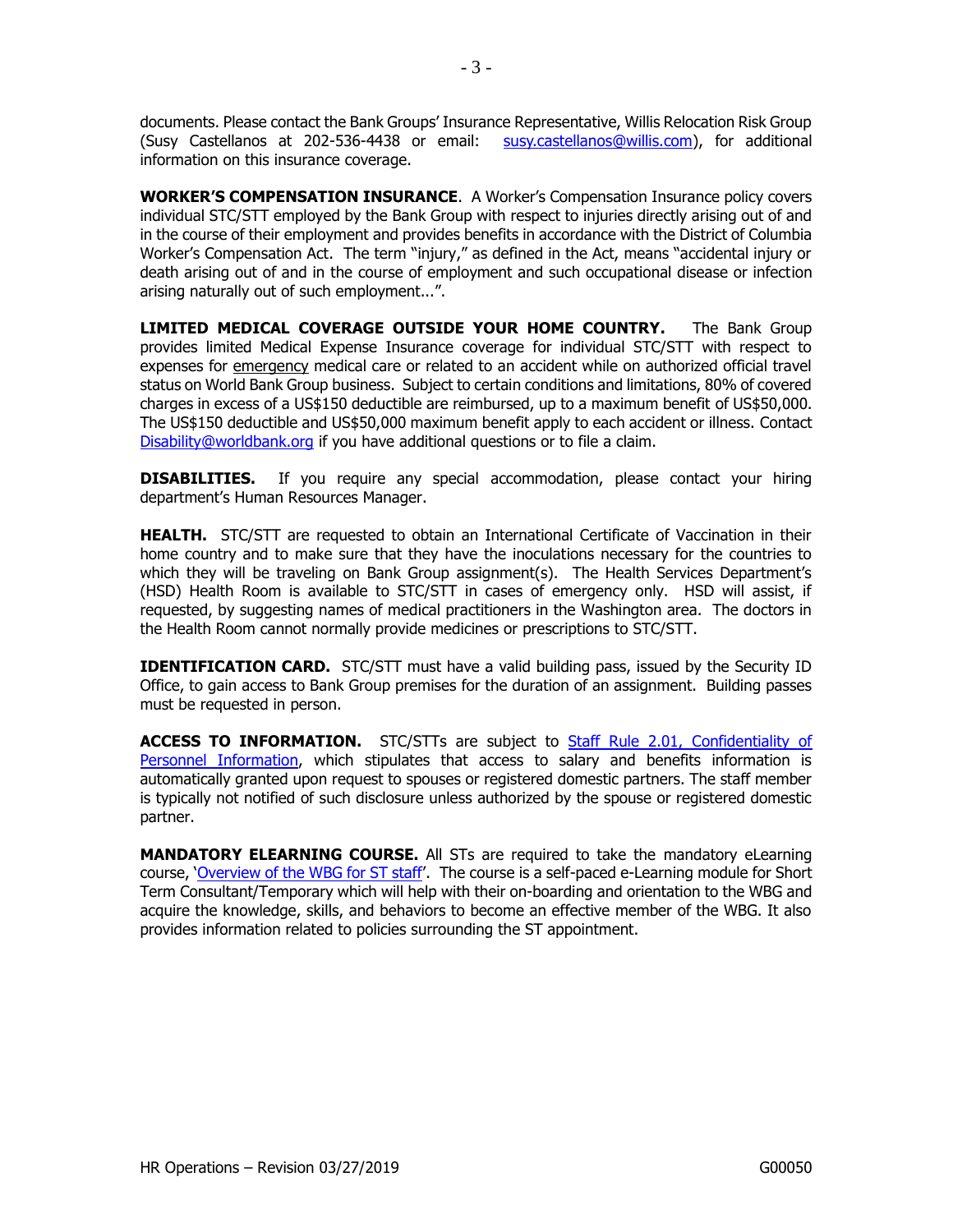documents. Please contact the Bank Groups' Insurance Representative, Willis Relocation Risk Group (Susy Castellanos at 202-536-4438 or email: susy.castellanos@willis.com), for additional information on this insurance coverage.

**WORKER'S COMPENSATION INSURANCE**. A Worker's Compensation Insurance policy covers individual STC/STT employed by the Bank Group with respect to injuries directly arising out of and in the course of their employment and provides benefits in accordance with the District of Columbia Worker's Compensation Act. The term "injury," as defined in the Act, means "accidental injury or death arising out of and in the course of employment and such occupational disease or infection arising naturally out of such employment...".

**LIMITED MEDICAL COVERAGE OUTSIDE YOUR HOME COUNTRY.** The Bank Group provides limited Medical Expense Insurance coverage for individual STC/STT with respect to expenses for emergency medical care or related to an accident while on authorized official travel status on World Bank Group business. Subject to certain conditions and limitations, 80% of covered charges in excess of a US$150 deductible are reimbursed, up to a maximum benefit of US$50,000. The US$150 deductible and US$50,000 maximum benefit apply to each accident or illness. Contact Disability@worldbank.org if you have additional questions or to file a claim.

**DISABILITIES.** If you require any special accommodation, please contact your hiring department's Human Resources Manager.

**HEALTH.** STC/STT are requested to obtain an International Certificate of Vaccination in their home country and to make sure that they have the inoculations necessary for the countries to which they will be traveling on Bank Group assignment(s). The Health Services Department's (HSD) Health Room is available to STC/STT in cases of emergency only. HSD will assist, if requested, by suggesting names of medical practitioners in the Washington area. The doctors in the Health Room cannot normally provide medicines or prescriptions to STC/STT.

**IDENTIFICATION CARD.** STC/STT must have a valid building pass, issued by the Security ID Office, to gain access to Bank Group premises for the duration of an assignment. Building passes must be requested in person.

**ACCESS TO INFORMATION.** STC/STTs are subject to Staff Rule 2.01, Confidentiality of Personnel Information, which stipulates that access to salary and benefits information is automatically granted upon request to spouses or registered domestic partners. The staff member is typically not notified of such disclosure unless authorized by the spouse or registered domestic partner.

**MANDATORY ELEARNING COURSE.** All STs are required to take the mandatory eLearning course, 'Overview of the WBG for ST staff'. The course is a self-paced e-Learning module for Short Term Consultant/Temporary which will help with their on-boarding and orientation to the WBG and acquire the knowledge, skills, and behaviors to become an effective member of the WBG. It also provides information related to policies surrounding the ST appointment.